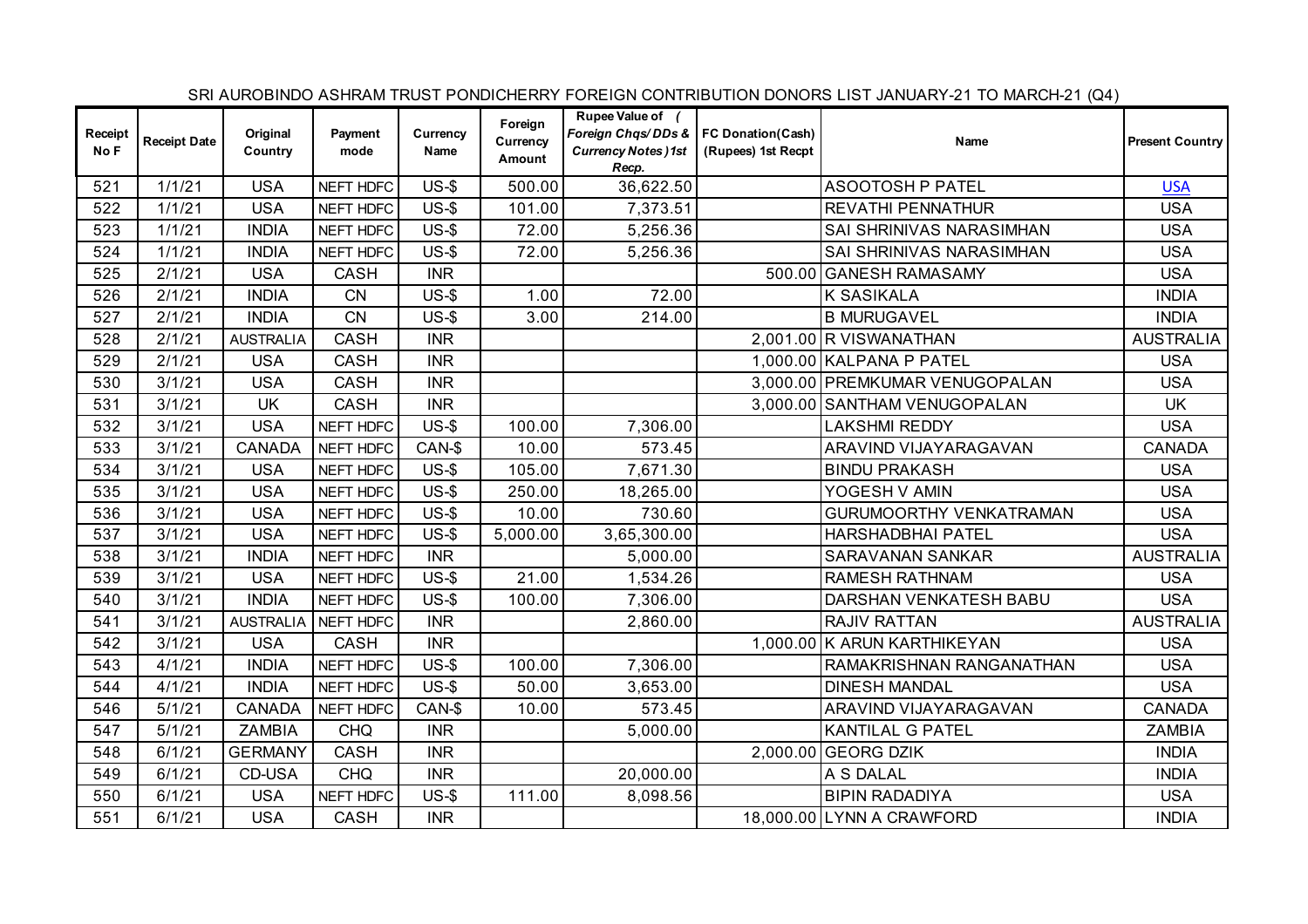SRI AUROBINDO ASHRAM TRUST PONDICHERRY FOREIGN CONTRIBUTION DONORS LIST JANUARY-21 TO MARCH-21 (Q4)

| Receipt No F | Receipt Date | Original Country | Payment mode | Currency Name | Foreign Currency Amount | Rupee Value of ( Foreign Chqs/DDs & Currency Notes)1st Recp. | FC Donation(Cash) (Rupees) 1st Recpt | Name | Present Country |
|---|---|---|---|---|---|---|---|---|---|
| 521 | 1/1/21 | USA | NEFT HDFC | US-$ | 500.00 | 36,622.50 | | ASOOTOSH P PATEL | USA |
| 522 | 1/1/21 | USA | NEFT HDFC | US-$ | 101.00 | 7,373.51 | | REVATHI PENNATHUR | USA |
| 523 | 1/1/21 | INDIA | NEFT HDFC | US-$ | 72.00 | 5,256.36 | | SAI SHRINIVAS NARASIMHAN | USA |
| 524 | 1/1/21 | INDIA | NEFT HDFC | US-$ | 72.00 | 5,256.36 | | SAI SHRINIVAS NARASIMHAN | USA |
| 525 | 2/1/21 | USA | CASH | INR | | | 500.00 | GANESH RAMASAMY | USA |
| 526 | 2/1/21 | INDIA | CN | US-$ | 1.00 | 72.00 | | K SASIKALA | INDIA |
| 527 | 2/1/21 | INDIA | CN | US-$ | 3.00 | 214.00 | | B MURUGAVEL | INDIA |
| 528 | 2/1/21 | AUSTRALIA | CASH | INR | | | 2,001.00 | R VISWANATHAN | AUSTRALIA |
| 529 | 2/1/21 | USA | CASH | INR | | | 1,000.00 | KALPANA P PATEL | USA |
| 530 | 3/1/21 | USA | CASH | INR | | | 3,000.00 | PREMKUMAR VENUGOPALAN | USA |
| 531 | 3/1/21 | UK | CASH | INR | | | 3,000.00 | SANTHAM VENUGOPALAN | UK |
| 532 | 3/1/21 | USA | NEFT HDFC | US-$ | 100.00 | 7,306.00 | | LAKSHMI REDDY | USA |
| 533 | 3/1/21 | CANADA | NEFT HDFC | CAN-$ | 10.00 | 573.45 | | ARAVIND VIJAYARAGAVAN | CANADA |
| 534 | 3/1/21 | USA | NEFT HDFC | US-$ | 105.00 | 7,671.30 | | BINDU PRAKASH | USA |
| 535 | 3/1/21 | USA | NEFT HDFC | US-$ | 250.00 | 18,265.00 | | YOGESH V AMIN | USA |
| 536 | 3/1/21 | USA | NEFT HDFC | US-$ | 10.00 | 730.60 | | GURUMOORTHY VENKATRAMAN | USA |
| 537 | 3/1/21 | USA | NEFT HDFC | US-$ | 5,000.00 | 3,65,300.00 | | HARSHADBHAI PATEL | USA |
| 538 | 3/1/21 | INDIA | NEFT HDFC | INR | | 5,000.00 | | SARAVANAN SANKAR | AUSTRALIA |
| 539 | 3/1/21 | USA | NEFT HDFC | US-$ | 21.00 | 1,534.26 | | RAMESH RATHNAM | USA |
| 540 | 3/1/21 | INDIA | NEFT HDFC | US-$ | 100.00 | 7,306.00 | | DARSHAN VENKATESH BABU | USA |
| 541 | 3/1/21 | AUSTRALIA | NEFT HDFC | INR | | 2,860.00 | | RAJIV RATTAN | AUSTRALIA |
| 542 | 3/1/21 | USA | CASH | INR | | | 1,000.00 | K ARUN KARTHIKEYAN | USA |
| 543 | 4/1/21 | INDIA | NEFT HDFC | US-$ | 100.00 | 7,306.00 | | RAMAKRISHNAN RANGANATHAN | USA |
| 544 | 4/1/21 | INDIA | NEFT HDFC | US-$ | 50.00 | 3,653.00 | | DINESH MANDAL | USA |
| 546 | 5/1/21 | CANADA | NEFT HDFC | CAN-$ | 10.00 | 573.45 | | ARAVIND VIJAYARAGAVAN | CANADA |
| 547 | 5/1/21 | ZAMBIA | CHQ | INR | | 5,000.00 | | KANTILAL G PATEL | ZAMBIA |
| 548 | 6/1/21 | GERMANY | CASH | INR | | | 2,000.00 | GEORG DZIK | INDIA |
| 549 | 6/1/21 | CD-USA | CHQ | INR | | 20,000.00 | | A S DALAL | INDIA |
| 550 | 6/1/21 | USA | NEFT HDFC | US-$ | 111.00 | 8,098.56 | | BIPIN RADADIYA | USA |
| 551 | 6/1/21 | USA | CASH | INR | | | 18,000.00 | LYNN A CRAWFORD | INDIA |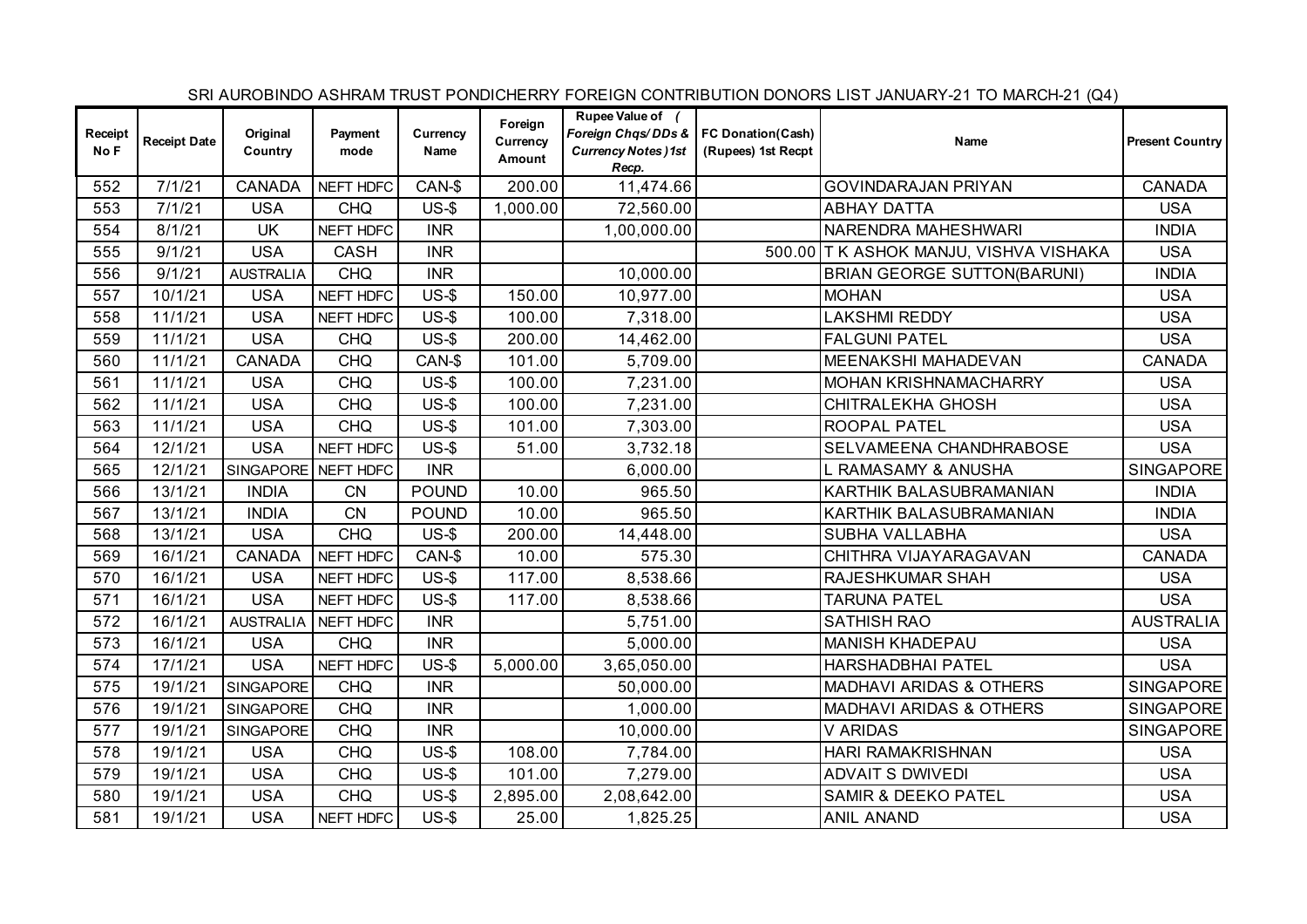SRI AUROBINDO ASHRAM TRUST PONDICHERRY FOREIGN CONTRIBUTION DONORS LIST JANUARY-21 TO MARCH-21 (Q4)

| Receipt No F | Receipt Date | Original Country | Payment mode | Currency Name | Foreign Currency Amount | Rupee Value of ( Foreign Chqs/ DDs & Currency Notes ) 1st Recp. | FC Donation(Cash) (Rupees) 1st Recpt | Name | Present Country |
|---|---|---|---|---|---|---|---|---|---|
| 552 | 7/1/21 | CANADA | NEFT HDFC | CAN-$ | 200.00 | 11,474.66 | | GOVINDARAJAN PRIYAN | CANADA |
| 553 | 7/1/21 | USA | CHQ | US-$ | 1,000.00 | 72,560.00 | | ABHAY DATTA | USA |
| 554 | 8/1/21 | UK | NEFT HDFC | INR | | 1,00,000.00 | | NARENDRA MAHESHWARI | INDIA |
| 555 | 9/1/21 | USA | CASH | INR | | | 500.00 | T K ASHOK MANJU, VISHVA VISHAKA | USA |
| 556 | 9/1/21 | AUSTRALIA | CHQ | INR | | 10,000.00 | | BRIAN GEORGE SUTTON(BARUNI) | INDIA |
| 557 | 10/1/21 | USA | NEFT HDFC | US-$ | 150.00 | 10,977.00 | | MOHAN | USA |
| 558 | 11/1/21 | USA | NEFT HDFC | US-$ | 100.00 | 7,318.00 | | LAKSHMI REDDY | USA |
| 559 | 11/1/21 | USA | CHQ | US-$ | 200.00 | 14,462.00 | | FALGUNI PATEL | USA |
| 560 | 11/1/21 | CANADA | CHQ | CAN-$ | 101.00 | 5,709.00 | | MEENAKSHI MAHADEVAN | CANADA |
| 561 | 11/1/21 | USA | CHQ | US-$ | 100.00 | 7,231.00 | | MOHAN KRISHNAMACHARRY | USA |
| 562 | 11/1/21 | USA | CHQ | US-$ | 100.00 | 7,231.00 | | CHITRALEKHA GHOSH | USA |
| 563 | 11/1/21 | USA | CHQ | US-$ | 101.00 | 7,303.00 | | ROOPAL PATEL | USA |
| 564 | 12/1/21 | USA | NEFT HDFC | US-$ | 51.00 | 3,732.18 | | SELVAMEENA CHANDHRABOSE | USA |
| 565 | 12/1/21 | SINGAPORE | NEFT HDFC | INR | | 6,000.00 | | L RAMASAMY & ANUSHA | SINGAPORE |
| 566 | 13/1/21 | INDIA | CN | POUND | 10.00 | 965.50 | | KARTHIK BALASUBRAMANIAN | INDIA |
| 567 | 13/1/21 | INDIA | CN | POUND | 10.00 | 965.50 | | KARTHIK BALASUBRAMANIAN | INDIA |
| 568 | 13/1/21 | USA | CHQ | US-$ | 200.00 | 14,448.00 | | SUBHA VALLABHA | USA |
| 569 | 16/1/21 | CANADA | NEFT HDFC | CAN-$ | 10.00 | 575.30 | | CHITHRA VIJAYARAGAVAN | CANADA |
| 570 | 16/1/21 | USA | NEFT HDFC | US-$ | 117.00 | 8,538.66 | | RAJESHKUMAR SHAH | USA |
| 571 | 16/1/21 | USA | NEFT HDFC | US-$ | 117.00 | 8,538.66 | | TARUNA PATEL | USA |
| 572 | 16/1/21 | AUSTRALIA | NEFT HDFC | INR | | 5,751.00 | | SATHISH RAO | AUSTRALIA |
| 573 | 16/1/21 | USA | CHQ | INR | | 5,000.00 | | MANISH KHADEPAU | USA |
| 574 | 17/1/21 | USA | NEFT HDFC | US-$ | 5,000.00 | 3,65,050.00 | | HARSHADBHAI PATEL | USA |
| 575 | 19/1/21 | SINGAPORE | CHQ | INR | | 50,000.00 | | MADHAVI ARIDAS & OTHERS | SINGAPORE |
| 576 | 19/1/21 | SINGAPORE | CHQ | INR | | 1,000.00 | | MADHAVI ARIDAS & OTHERS | SINGAPORE |
| 577 | 19/1/21 | SINGAPORE | CHQ | INR | | 10,000.00 | | V ARIDAS | SINGAPORE |
| 578 | 19/1/21 | USA | CHQ | US-$ | 108.00 | 7,784.00 | | HARI RAMAKRISHNAN | USA |
| 579 | 19/1/21 | USA | CHQ | US-$ | 101.00 | 7,279.00 | | ADVAIT S DWIVEDI | USA |
| 580 | 19/1/21 | USA | CHQ | US-$ | 2,895.00 | 2,08,642.00 | | SAMIR & DEEKO PATEL | USA |
| 581 | 19/1/21 | USA | NEFT HDFC | US-$ | 25.00 | 1,825.25 | | ANIL ANAND | USA |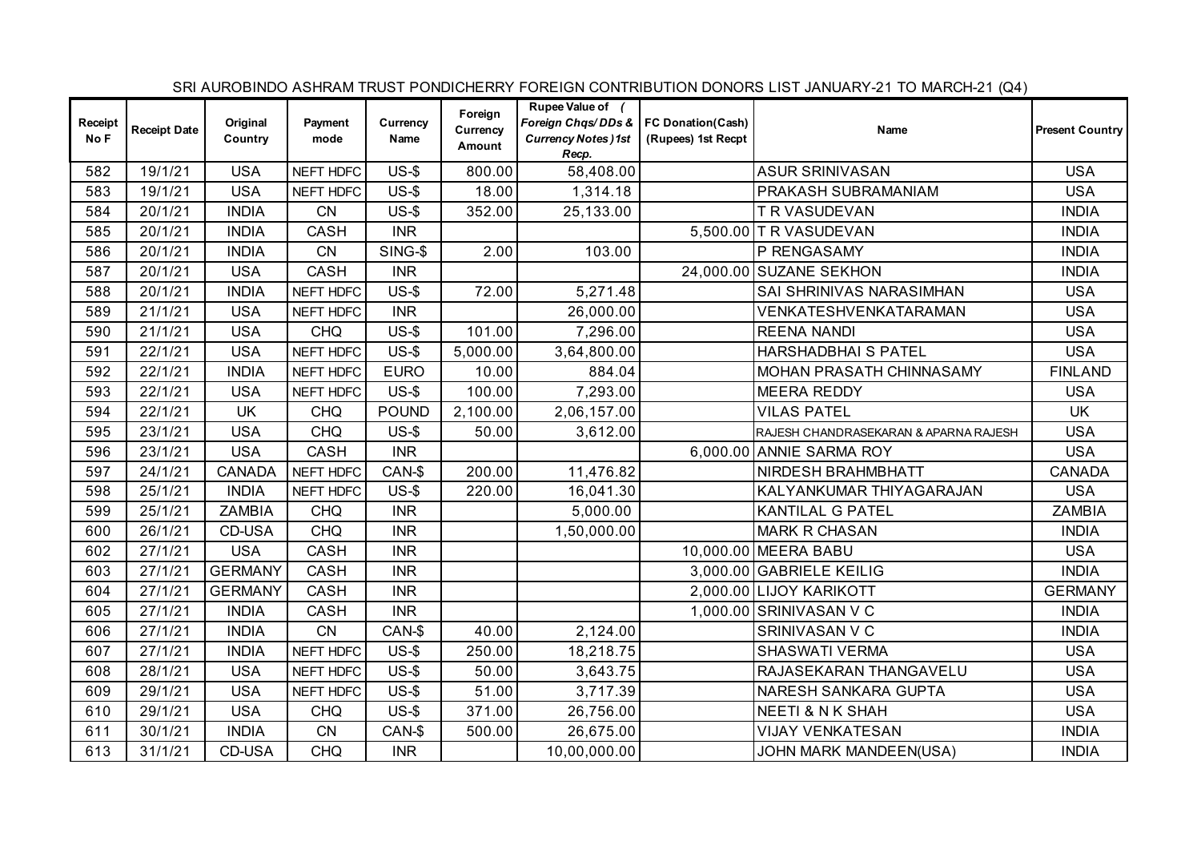SRI AUROBINDO ASHRAM TRUST PONDICHERRY FOREIGN CONTRIBUTION DONORS LIST JANUARY-21 TO MARCH-21 (Q4)

| Receipt No F | Receipt Date | Original Country | Payment mode | Currency Name | Foreign Currency Amount | Rupee Value of ( Foreign Chqs/ DDs & Currency Notes ) 1st Recp. | FC Donation(Cash) (Rupees) 1st Recpt | Name | Present Country |
|---|---|---|---|---|---|---|---|---|---|
| 582 | 19/1/21 | USA | NEFT HDFC | US-$ | 800.00 | 58,408.00 | | ASUR SRINIVASAN | USA |
| 583 | 19/1/21 | USA | NEFT HDFC | US-$ | 18.00 | 1,314.18 | | PRAKASH SUBRAMANIAM | USA |
| 584 | 20/1/21 | INDIA | CN | US-$ | 352.00 | 25,133.00 | | T R VASUDEVAN | INDIA |
| 585 | 20/1/21 | INDIA | CASH | INR | | | 5,500.00 | T R VASUDEVAN | INDIA |
| 586 | 20/1/21 | INDIA | CN | SING-$ | 2.00 | 103.00 | | P RENGASAMY | INDIA |
| 587 | 20/1/21 | USA | CASH | INR | | | 24,000.00 | SUZANE SEKHON | INDIA |
| 588 | 20/1/21 | INDIA | NEFT HDFC | US-$ | 72.00 | 5,271.48 | | SAI SHRINIVAS NARASIMHAN | USA |
| 589 | 21/1/21 | USA | NEFT HDFC | INR | | 26,000.00 | | VENKATESHVENKATARAMAN | USA |
| 590 | 21/1/21 | USA | CHQ | US-$ | 101.00 | 7,296.00 | | REENA NANDI | USA |
| 591 | 22/1/21 | USA | NEFT HDFC | US-$ | 5,000.00 | 3,64,800.00 | | HARSHADBHAI S PATEL | USA |
| 592 | 22/1/21 | INDIA | NEFT HDFC | EURO | 10.00 | 884.04 | | MOHAN PRASATH CHINNASAMY | FINLAND |
| 593 | 22/1/21 | USA | NEFT HDFC | US-$ | 100.00 | 7,293.00 | | MEERA REDDY | USA |
| 594 | 22/1/21 | UK | CHQ | POUND | 2,100.00 | 2,06,157.00 | | VILAS PATEL | UK |
| 595 | 23/1/21 | USA | CHQ | US-$ | 50.00 | 3,612.00 | | RAJESH CHANDRASEKARAN & APARNA RAJESH | USA |
| 596 | 23/1/21 | USA | CASH | INR | | | 6,000.00 | ANNIE SARMA ROY | USA |
| 597 | 24/1/21 | CANADA | NEFT HDFC | CAN-$ | 200.00 | 11,476.82 | | NIRDESH BRAHMBHATT | CANADA |
| 598 | 25/1/21 | INDIA | NEFT HDFC | US-$ | 220.00 | 16,041.30 | | KALYANKUMAR THIYAGARAJAN | USA |
| 599 | 25/1/21 | ZAMBIA | CHQ | INR | | 5,000.00 | | KANTILAL G PATEL | ZAMBIA |
| 600 | 26/1/21 | CD-USA | CHQ | INR | | 1,50,000.00 | | MARK R CHASAN | INDIA |
| 602 | 27/1/21 | USA | CASH | INR | | | 10,000.00 | MEERA BABU | USA |
| 603 | 27/1/21 | GERMANY | CASH | INR | | | 3,000.00 | GABRIELE KEILIG | INDIA |
| 604 | 27/1/21 | GERMANY | CASH | INR | | | 2,000.00 | LIJOY KARIKOTT | GERMANY |
| 605 | 27/1/21 | INDIA | CASH | INR | | | 1,000.00 | SRINIVASAN V C | INDIA |
| 606 | 27/1/21 | INDIA | CN | CAN-$ | 40.00 | 2,124.00 | | SRINIVASAN V C | INDIA |
| 607 | 27/1/21 | INDIA | NEFT HDFC | US-$ | 250.00 | 18,218.75 | | SHASWATI VERMA | USA |
| 608 | 28/1/21 | USA | NEFT HDFC | US-$ | 50.00 | 3,643.75 | | RAJASEKARAN THANGAVELU | USA |
| 609 | 29/1/21 | USA | NEFT HDFC | US-$ | 51.00 | 3,717.39 | | NARESH SANKARA GUPTA | USA |
| 610 | 29/1/21 | USA | CHQ | US-$ | 371.00 | 26,756.00 | | NEETI & N K SHAH | USA |
| 611 | 30/1/21 | INDIA | CN | CAN-$ | 500.00 | 26,675.00 | | VIJAY VENKATESAN | INDIA |
| 613 | 31/1/21 | CD-USA | CHQ | INR | | 10,00,000.00 | | JOHN MARK MANDEEN(USA) | INDIA |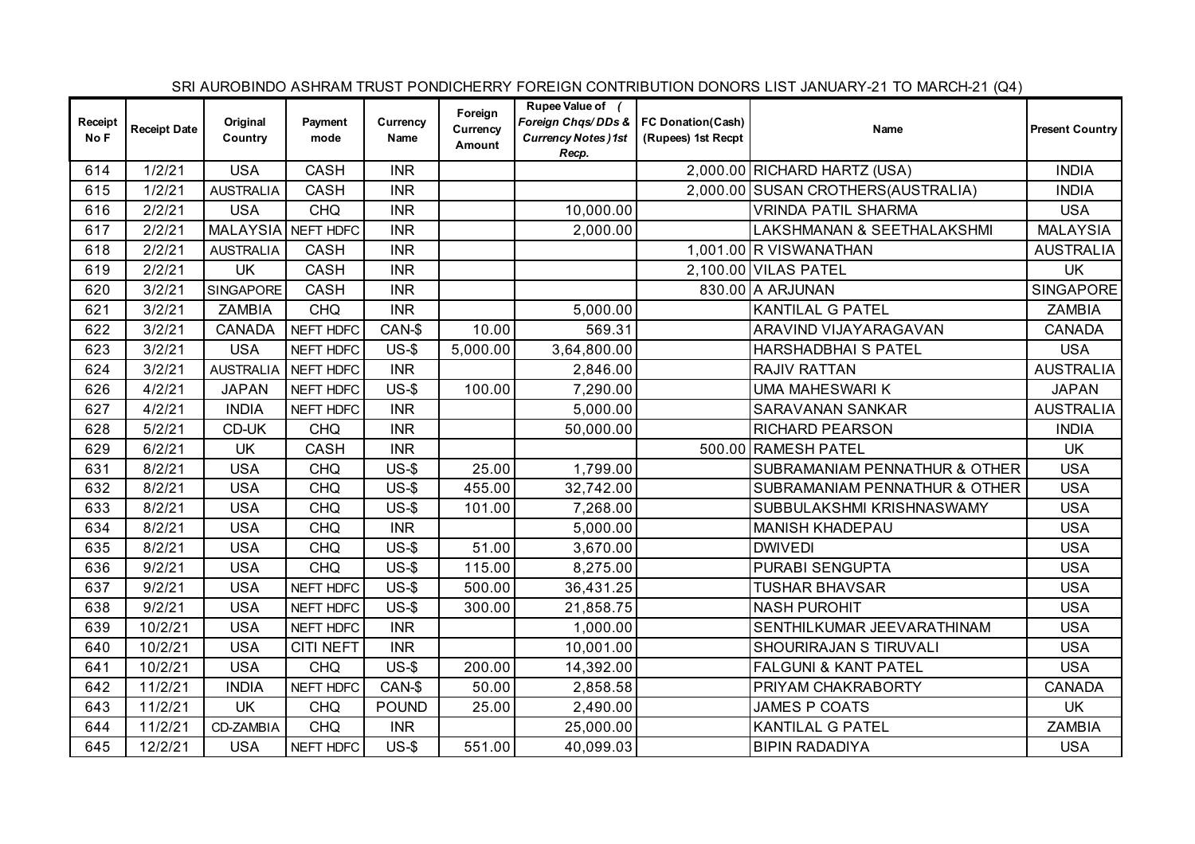SRI AUROBINDO ASHRAM TRUST PONDICHERRY FOREIGN CONTRIBUTION DONORS LIST JANUARY-21 TO MARCH-21 (Q4)

| Receipt No F | Receipt Date | Original Country | Payment mode | Currency Name | Foreign Currency Amount | Rupee Value of ( Foreign Chqs/ DDs & Currency Notes ) 1st Recp. | FC Donation(Cash) (Rupees) 1st Recpt | Name | Present Country |
|---|---|---|---|---|---|---|---|---|---|
| 614 | 1/2/21 | USA | CASH | INR | | | 2,000.00 | RICHARD HARTZ (USA) | INDIA |
| 615 | 1/2/21 | AUSTRALIA | CASH | INR | | | 2,000.00 | SUSAN CROTHERS(AUSTRALIA) | INDIA |
| 616 | 2/2/21 | USA | CHQ | INR | | 10,000.00 | | VRINDA PATIL SHARMA | USA |
| 617 | 2/2/21 | MALAYSIA | NEFT HDFC | INR | | 2,000.00 | | LAKSHMANAN & SEETHALAKSHMI | MALAYSIA |
| 618 | 2/2/21 | AUSTRALIA | CASH | INR | | | 1,001.00 | R VISWANATHAN | AUSTRALIA |
| 619 | 2/2/21 | UK | CASH | INR | | | 2,100.00 | VILAS PATEL | UK |
| 620 | 3/2/21 | SINGAPORE | CASH | INR | | | 830.00 | A ARJUNAN | SINGAPORE |
| 621 | 3/2/21 | ZAMBIA | CHQ | INR | | 5,000.00 | | KANTILAL G PATEL | ZAMBIA |
| 622 | 3/2/21 | CANADA | NEFT HDFC | CAN-$ | 10.00 | 569.31 | | ARAVIND VIJAYARAGAVAN | CANADA |
| 623 | 3/2/21 | USA | NEFT HDFC | US-$ | 5,000.00 | 3,64,800.00 | | HARSHADBHAI S PATEL | USA |
| 624 | 3/2/21 | AUSTRALIA | NEFT HDFC | INR | | 2,846.00 | | RAJIV RATTAN | AUSTRALIA |
| 626 | 4/2/21 | JAPAN | NEFT HDFC | US-$ | 100.00 | 7,290.00 | | UMA MAHESWARI K | JAPAN |
| 627 | 4/2/21 | INDIA | NEFT HDFC | INR | | 5,000.00 | | SARAVANAN SANKAR | AUSTRALIA |
| 628 | 5/2/21 | CD-UK | CHQ | INR | | 50,000.00 | | RICHARD PEARSON | INDIA |
| 629 | 6/2/21 | UK | CASH | INR | | | 500.00 | RAMESH PATEL | UK |
| 631 | 8/2/21 | USA | CHQ | US-$ | 25.00 | 1,799.00 | | SUBRAMANIAM PENNATHUR & OTHER | USA |
| 632 | 8/2/21 | USA | CHQ | US-$ | 455.00 | 32,742.00 | | SUBRAMANIAM PENNATHUR & OTHER | USA |
| 633 | 8/2/21 | USA | CHQ | US-$ | 101.00 | 7,268.00 | | SUBBULAKSHMI KRISHNASWAMY | USA |
| 634 | 8/2/21 | USA | CHQ | INR | | 5,000.00 | | MANISH KHADEPAU | USA |
| 635 | 8/2/21 | USA | CHQ | US-$ | 51.00 | 3,670.00 | | DWIVEDI | USA |
| 636 | 9/2/21 | USA | CHQ | US-$ | 115.00 | 8,275.00 | | PURABI SENGUPTA | USA |
| 637 | 9/2/21 | USA | NEFT HDFC | US-$ | 500.00 | 36,431.25 | | TUSHAR BHAVSAR | USA |
| 638 | 9/2/21 | USA | NEFT HDFC | US-$ | 300.00 | 21,858.75 | | NASH PUROHIT | USA |
| 639 | 10/2/21 | USA | NEFT HDFC | INR | | 1,000.00 | | SENTHILKUMAR JEEVARATHINAM | USA |
| 640 | 10/2/21 | USA | CITI NEFT | INR | | 10,001.00 | | SHOURIRAJAN S TIRUVALI | USA |
| 641 | 10/2/21 | USA | CHQ | US-$ | 200.00 | 14,392.00 | | FALGUNI & KANT PATEL | USA |
| 642 | 11/2/21 | INDIA | NEFT HDFC | CAN-$ | 50.00 | 2,858.58 | | PRIYAM CHAKRABORTY | CANADA |
| 643 | 11/2/21 | UK | CHQ | POUND | 25.00 | 2,490.00 | | JAMES P COATS | UK |
| 644 | 11/2/21 | CD-ZAMBIA | CHQ | INR | | 25,000.00 | | KANTILAL G PATEL | ZAMBIA |
| 645 | 12/2/21 | USA | NEFT HDFC | US-$ | 551.00 | 40,099.03 | | BIPIN RADADIYA | USA |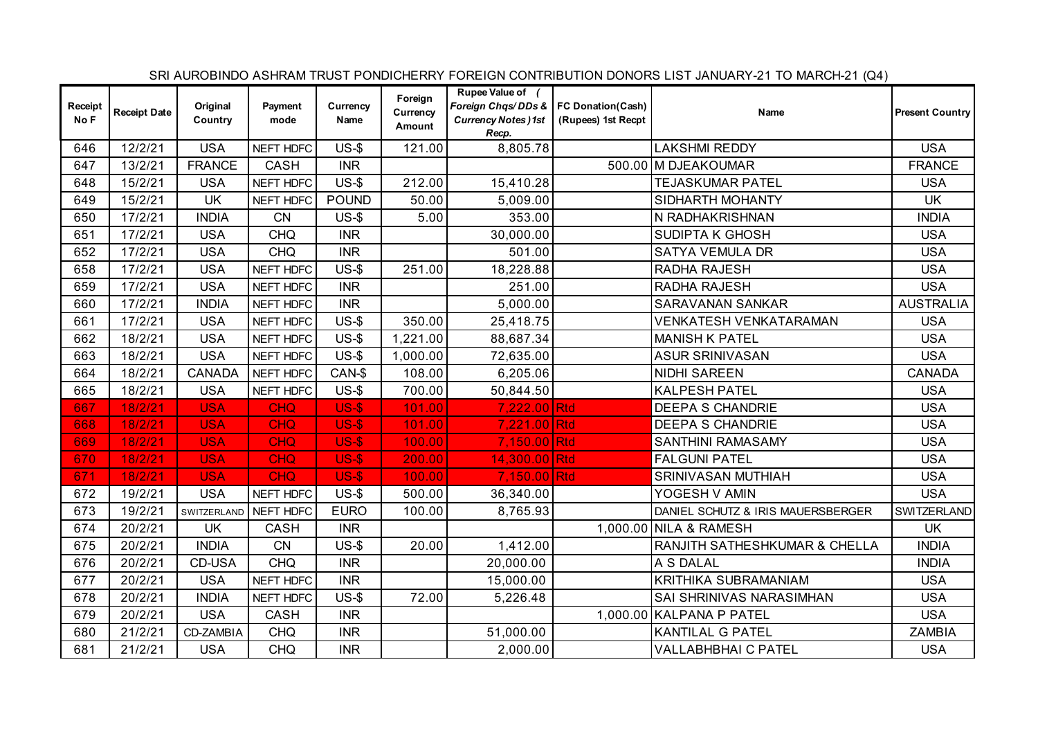SRI AUROBINDO ASHRAM TRUST PONDICHERRY FOREIGN CONTRIBUTION DONORS LIST JANUARY-21 TO MARCH-21 (Q4)

| Receipt No F | Receipt Date | Original Country | Payment mode | Currency Name | Foreign Currency Amount | Rupee Value of ( Foreign Chqs/ DDs & Currency Notes ) 1st Recp. | FC Donation(Cash) (Rupees) 1st Recpt | Name | Present Country |
|---|---|---|---|---|---|---|---|---|---|
| 646 | 12/2/21 | USA | NEFT HDFC | US-$ | 121.00 | 8,805.78 | | LAKSHMI REDDY | USA |
| 647 | 13/2/21 | FRANCE | CASH | INR | | | 500.00 | M DJEAKOUMAR | FRANCE |
| 648 | 15/2/21 | USA | NEFT HDFC | US-$ | 212.00 | 15,410.28 | | TEJASKUMAR PATEL | USA |
| 649 | 15/2/21 | UK | NEFT HDFC | POUND | 50.00 | 5,009.00 | | SIDHARTH MOHANTY | UK |
| 650 | 17/2/21 | INDIA | CN | US-$ | 5.00 | 353.00 | | N RADHAKRISHNAN | INDIA |
| 651 | 17/2/21 | USA | CHQ | INR | | 30,000.00 | | SUDIPTA K GHOSH | USA |
| 652 | 17/2/21 | USA | CHQ | INR | | 501.00 | | SATYA VEMULA DR | USA |
| 658 | 17/2/21 | USA | NEFT HDFC | US-$ | 251.00 | 18,228.88 | | RADHA RAJESH | USA |
| 659 | 17/2/21 | USA | NEFT HDFC | INR | | 251.00 | | RADHA RAJESH | USA |
| 660 | 17/2/21 | INDIA | NEFT HDFC | INR | | 5,000.00 | | SARAVANAN SANKAR | AUSTRALIA |
| 661 | 17/2/21 | USA | NEFT HDFC | US-$ | 350.00 | 25,418.75 | | VENKATESH VENKATARAMAN | USA |
| 662 | 18/2/21 | USA | NEFT HDFC | US-$ | 1,221.00 | 88,687.34 | | MANISH K PATEL | USA |
| 663 | 18/2/21 | USA | NEFT HDFC | US-$ | 1,000.00 | 72,635.00 | | ASUR SRINIVASAN | USA |
| 664 | 18/2/21 | CANADA | NEFT HDFC | CAN-$ | 108.00 | 6,205.06 | | NIDHI SAREEN | CANADA |
| 665 | 18/2/21 | USA | NEFT HDFC | US-$ | 700.00 | 50,844.50 | | KALPESH PATEL | USA |
| 667 | 18/2/21 | USA | CHQ | US-$ | 101.00 | 7,222.00 | Rtd | DEEPA S CHANDRIE | USA |
| 668 | 18/2/21 | USA | CHQ | US-$ | 101.00 | 7,221.00 | Rtd | DEEPA S CHANDRIE | USA |
| 669 | 18/2/21 | USA | CHQ | US-$ | 100.00 | 7,150.00 | Rtd | SANTHINI RAMASAMY | USA |
| 670 | 18/2/21 | USA | CHQ | US-$ | 200.00 | 14,300.00 | Rtd | FALGUNI PATEL | USA |
| 671 | 18/2/21 | USA | CHQ | US-$ | 100.00 | 7,150.00 | Rtd | SRINIVASAN MUTHIAH | USA |
| 672 | 19/2/21 | USA | NEFT HDFC | US-$ | 500.00 | 36,340.00 | | YOGESH V AMIN | USA |
| 673 | 19/2/21 | SWITZERLAND | NEFT HDFC | EURO | 100.00 | 8,765.93 | | DANIEL SCHUTZ & IRIS MAUERSBERGER | SWITZERLAND |
| 674 | 20/2/21 | UK | CASH | INR | | | 1,000.00 | NILA & RAMESH | UK |
| 675 | 20/2/21 | INDIA | CN | US-$ | 20.00 | 1,412.00 | | RANJITH SATHESHKUMAR & CHELLA | INDIA |
| 676 | 20/2/21 | CD-USA | CHQ | INR | | 20,000.00 | | A S DALAL | INDIA |
| 677 | 20/2/21 | USA | NEFT HDFC | INR | | 15,000.00 | | KRITHIKA SUBRAMANIAM | USA |
| 678 | 20/2/21 | INDIA | NEFT HDFC | US-$ | 72.00 | 5,226.48 | | SAI SHRINIVAS NARASIMHAN | USA |
| 679 | 20/2/21 | USA | CASH | INR | | | 1,000.00 | KALPANA P PATEL | USA |
| 680 | 21/2/21 | CD-ZAMBIA | CHQ | INR | | 51,000.00 | | KANTILAL G PATEL | ZAMBIA |
| 681 | 21/2/21 | USA | CHQ | INR | | 2,000.00 | | VALLABHBHAI C PATEL | USA |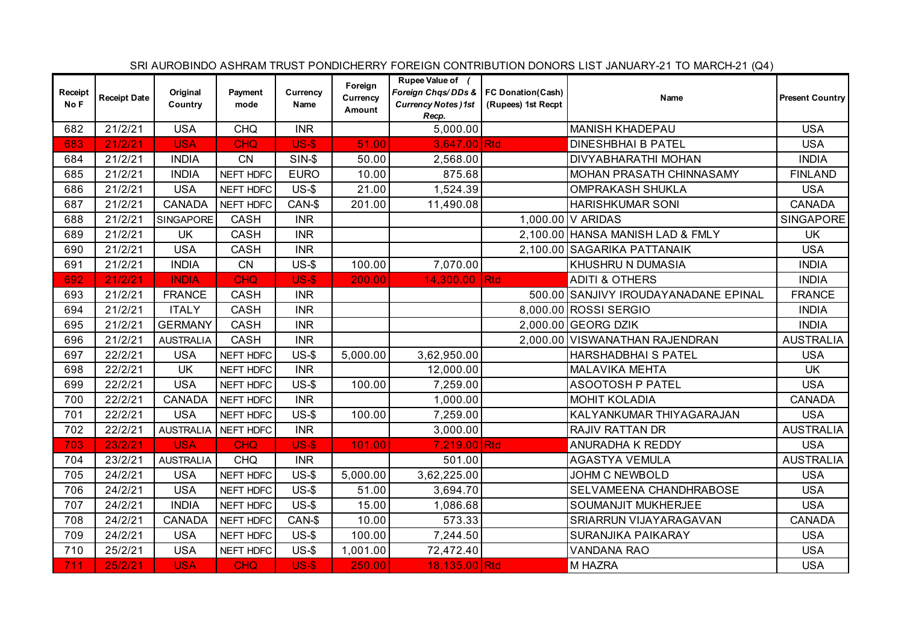SRI AUROBINDO ASHRAM TRUST PONDICHERRY FOREIGN CONTRIBUTION DONORS LIST JANUARY-21 TO MARCH-21 (Q4)

| Receipt No F | Receipt Date | Original Country | Payment mode | Currency Name | Foreign Currency Amount | Rupee Value of ( *Foreign Chqs/ DDs & Currency Notes )1st Recp.* | FC Donation(Cash) (Rupees) 1st Recpt | Name | Present Country |
|---|---|---|---|---|---|---|---|---|---|
| 682 | 21/2/21 | USA | CHQ | INR | | 5,000.00 | | MANISH KHADEPAU | USA |
| 683 | 21/2/21 | USA | CHQ | US-$ | 51.00 | 3,647.00 Rtd | | DINESHBHAI B PATEL | USA |
| 684 | 21/2/21 | INDIA | CN | SIN-$ | 50.00 | 2,568.00 | | DIVYABHARATHI MOHAN | INDIA |
| 685 | 21/2/21 | INDIA | NEFT HDFC | EURO | 10.00 | 875.68 | | MOHAN PRASATH CHINNASAMY | FINLAND |
| 686 | 21/2/21 | USA | NEFT HDFC | US-$ | 21.00 | 1,524.39 | | OMPRAKASH SHUKLA | USA |
| 687 | 21/2/21 | CANADA | NEFT HDFC | CAN-$ | 201.00 | 11,490.08 | | HARISHKUMAR SONI | CANADA |
| 688 | 21/2/21 | SINGAPORE | CASH | INR | | | 1,000.00 | V ARIDAS | SINGAPORE |
| 689 | 21/2/21 | UK | CASH | INR | | | 2,100.00 | HANSA MANISH LAD & FMLY | UK |
| 690 | 21/2/21 | USA | CASH | INR | | | 2,100.00 | SAGARIKA PATTANAIK | USA |
| 691 | 21/2/21 | INDIA | CN | US-$ | 100.00 | 7,070.00 | | KHUSHRU N DUMASIA | INDIA |
| 692 | 21/2/21 | INDIA | CHQ | US-$ | 200.00 | 14,300.00 Rtd | | ADITI & OTHERS | INDIA |
| 693 | 21/2/21 | FRANCE | CASH | INR | | | 500.00 | SANJIVY IROUDAYANADANE EPINAL | FRANCE |
| 694 | 21/2/21 | ITALY | CASH | INR | | | 8,000.00 | ROSSI SERGIO | INDIA |
| 695 | 21/2/21 | GERMANY | CASH | INR | | | 2,000.00 | GEORG DZIK | INDIA |
| 696 | 21/2/21 | AUSTRALIA | CASH | INR | | | 2,000.00 | VISWANATHAN RAJENDRAN | AUSTRALIA |
| 697 | 22/2/21 | USA | NEFT HDFC | US-$ | 5,000.00 | 3,62,950.00 | | HARSHADBHAI S PATEL | USA |
| 698 | 22/2/21 | UK | NEFT HDFC | INR | | 12,000.00 | | MALAVIKA MEHTA | UK |
| 699 | 22/2/21 | USA | NEFT HDFC | US-$ | 100.00 | 7,259.00 | | ASOOTOSH P PATEL | USA |
| 700 | 22/2/21 | CANADA | NEFT HDFC | INR | | 1,000.00 | | MOHIT KOLADIA | CANADA |
| 701 | 22/2/21 | USA | NEFT HDFC | US-$ | 100.00 | 7,259.00 | | KALYANKUMAR THIYAGARAJAN | USA |
| 702 | 22/2/21 | AUSTRALIA | NEFT HDFC | INR | | 3,000.00 | | RAJIV RATTAN DR | AUSTRALIA |
| 703 | 23/2/21 | USA | CHQ | US-$ | 101.00 | 7,219.00 Rtd | | ANURADHA K REDDY | USA |
| 704 | 23/2/21 | AUSTRALIA | CHQ | INR | | 501.00 | | AGASTYA VEMULA | AUSTRALIA |
| 705 | 24/2/21 | USA | NEFT HDFC | US-$ | 5,000.00 | 3,62,225.00 | | JOHM C NEWBOLD | USA |
| 706 | 24/2/21 | USA | NEFT HDFC | US-$ | 51.00 | 3,694.70 | | SELVAMEENA CHANDHRABOSE | USA |
| 707 | 24/2/21 | INDIA | NEFT HDFC | US-$ | 15.00 | 1,086.68 | | SOUMANJIT MUKHERJEE | USA |
| 708 | 24/2/21 | CANADA | NEFT HDFC | CAN-$ | 10.00 | 573.33 | | SRIARRUN VIJAYARAGAVAN | CANADA |
| 709 | 24/2/21 | USA | NEFT HDFC | US-$ | 100.00 | 7,244.50 | | SURANJIKA PAIKARAY | USA |
| 710 | 25/2/21 | USA | NEFT HDFC | US-$ | 1,001.00 | 72,472.40 | | VANDANA RAO | USA |
| 711 | 25/2/21 | USA | CHQ | US-$ | 250.00 | 18,135.00 Rtd | | M HAZRA | USA |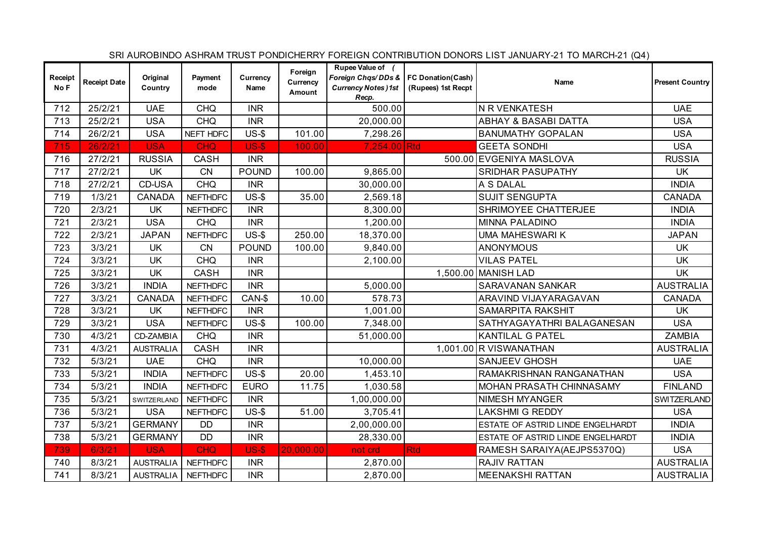SRI AUROBINDO ASHRAM TRUST PONDICHERRY FOREIGN CONTRIBUTION DONORS LIST JANUARY-21 TO MARCH-21 (Q4)

| Receipt No F | Receipt Date | Original Country | Payment mode | Currency Name | Foreign Currency Amount | Rupee Value of ( *Foreign Chqs/ DDs & Currency Notes )1st Recp.* | FC Donation(Cash) (Rupees) 1st Recpt | Name | Present Country |
|---|---|---|---|---|---|---|---|---|---|
| 712 | 25/2/21 | UAE | CHQ | INR | | 500.00 | | N R VENKATESH | UAE |
| 713 | 25/2/21 | USA | CHQ | INR | | 20,000.00 | | ABHAY & BASABI DATTA | USA |
| 714 | 26/2/21 | USA | NEFT HDFC | US-$ | 101.00 | 7,298.26 | | BANUMATHY GOPALAN | USA |
| 715 | 26/2/21 | USA | CHQ | US-$ | 100.00 | 7,254.00 | Rtd | GEETA SONDHI | USA |
| 716 | 27/2/21 | RUSSIA | CASH | INR | | | 500.00 | EVGENIYA MASLOVA | RUSSIA |
| 717 | 27/2/21 | UK | CN | POUND | 100.00 | 9,865.00 | | SRIDHAR PASUPATHY | UK |
| 718 | 27/2/21 | CD-USA | CHQ | INR | | 30,000.00 | | A S DALAL | INDIA |
| 719 | 1/3/21 | CANADA | NEFTHDFC | US-$ | 35.00 | 2,569.18 | | SUJIT SENGUPTA | CANADA |
| 720 | 2/3/21 | UK | NEFTHDFC | INR | | 8,300.00 | | SHRIMOYEE CHATTERJEE | INDIA |
| 721 | 2/3/21 | USA | CHQ | INR | | 1,200.00 | | MINNA PALADINO | INDIA |
| 722 | 2/3/21 | JAPAN | NEFTHDFC | US-$ | 250.00 | 18,370.00 | | UMA MAHESWARI K | JAPAN |
| 723 | 3/3/21 | UK | CN | POUND | 100.00 | 9,840.00 | | ANONYMOUS | UK |
| 724 | 3/3/21 | UK | CHQ | INR | | 2,100.00 | | VILAS PATEL | UK |
| 725 | 3/3/21 | UK | CASH | INR | | | 1,500.00 | MANISH LAD | UK |
| 726 | 3/3/21 | INDIA | NEFTHDFC | INR | | 5,000.00 | | SARAVANAN SANKAR | AUSTRALIA |
| 727 | 3/3/21 | CANADA | NEFTHDFC | CAN-$ | 10.00 | 578.73 | | ARAVIND VIJAYARAGAVAN | CANADA |
| 728 | 3/3/21 | UK | NEFTHDFC | INR | | 1,001.00 | | SAMARPITA RAKSHIT | UK |
| 729 | 3/3/21 | USA | NEFTHDFC | US-$ | 100.00 | 7,348.00 | | SATHYAGAYATHRI BALAGANESAN | USA |
| 730 | 4/3/21 | CD-ZAMBIA | CHQ | INR | | 51,000.00 | | KANTILAL G PATEL | ZAMBIA |
| 731 | 4/3/21 | AUSTRALIA | CASH | INR | | | 1,001.00 | R VISWANATHAN | AUSTRALIA |
| 732 | 5/3/21 | UAE | CHQ | INR | | 10,000.00 | | SANJEEV GHOSH | UAE |
| 733 | 5/3/21 | INDIA | NEFTHDFC | US-$ | 20.00 | 1,453.10 | | RAMAKRISHNAN RANGANATHAN | USA |
| 734 | 5/3/21 | INDIA | NEFTHDFC | EURO | 11.75 | 1,030.58 | | MOHAN PRASATH CHINNASAMY | FINLAND |
| 735 | 5/3/21 | SWITZERLAND | NEFTHDFC | INR | | 1,00,000.00 | | NIMESH MYANGER | SWITZERLAND |
| 736 | 5/3/21 | USA | NEFTHDFC | US-$ | 51.00 | 3,705.41 | | LAKSHMI G REDDY | USA |
| 737 | 5/3/21 | GERMANY | DD | INR | | 2,00,000.00 | | ESTATE OF ASTRID LINDE ENGELHARDT | INDIA |
| 738 | 5/3/21 | GERMANY | DD | INR | | 28,330.00 | | ESTATE OF ASTRID LINDE ENGELHARDT | INDIA |
| 739 | 6/3/21 | USA | CHQ | US-$ | 20,000.00 | not crd | Rtd | RAMESH SARAIYA(AEJPS5370Q) | USA |
| 740 | 8/3/21 | AUSTRALIA | NEFTHDFC | INR | | 2,870.00 | | RAJIV RATTAN | AUSTRALIA |
| 741 | 8/3/21 | AUSTRALIA | NEFTHDFC | INR | | 2,870.00 | | MEENAKSHI RATTAN | AUSTRALIA |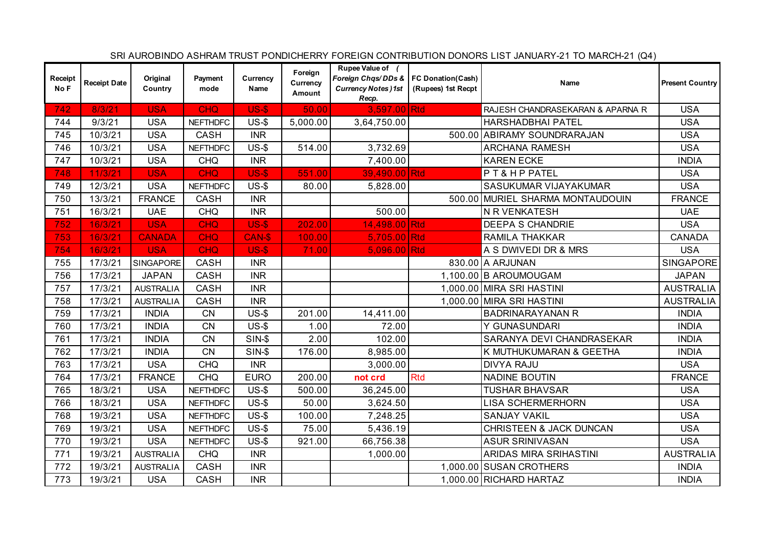SRI AUROBINDO ASHRAM TRUST PONDICHERRY FOREIGN CONTRIBUTION DONORS LIST JANUARY-21 TO MARCH-21 (Q4)

| Receipt No F | Receipt Date | Original Country | Payment mode | Currency Name | Foreign Currency Amount | Rupee Value of ( Foreign Chqs/ DDs & Currency Notes ) 1st Recp. | FC Donation(Cash) (Rupees) 1st Recpt | Name | Present Country |
|---|---|---|---|---|---|---|---|---|---|
| 742 | 8/3/21 | USA | CHQ | US-$ | 50.00 | 3,597.00 | Rtd | RAJESH CHANDRASEKARAN & APARNA R | USA |
| 744 | 9/3/21 | USA | NEFTHDFC | US-$ | 5,000.00 | 3,64,750.00 | | HARSHADBHAI PATEL | USA |
| 745 | 10/3/21 | USA | CASH | INR | | | 500.00 | ABIRAMY SOUNDRARAJAN | USA |
| 746 | 10/3/21 | USA | NEFTHDFC | US-$ | 514.00 | 3,732.69 | | ARCHANA RAMESH | USA |
| 747 | 10/3/21 | USA | CHQ | INR | | 7,400.00 | | KAREN ECKE | INDIA |
| 748 | 11/3/21 | USA | CHQ | US-$ | 551.00 | 39,490.00 | Rtd | P T & H P PATEL | USA |
| 749 | 12/3/21 | USA | NEFTHDFC | US-$ | 80.00 | 5,828.00 | | SASUKUMAR VIJAYAKUMAR | USA |
| 750 | 13/3/21 | FRANCE | CASH | INR | | | 500.00 | MURIEL SHARMA MONTAUDOUIN | FRANCE |
| 751 | 16/3/21 | UAE | CHQ | INR | | 500.00 | | N R VENKATESH | UAE |
| 752 | 16/3/21 | USA | CHQ | US-$ | 202.00 | 14,498.00 | Rtd | DEEPA S CHANDRIE | USA |
| 753 | 16/3/21 | CANADA | CHQ | CAN-$ | 100.00 | 5,705.00 | Rtd | RAMILA THAKKAR | CANADA |
| 754 | 16/3/21 | USA | CHQ | US-$ | 71.00 | 5,096.00 | Rtd | A S DWIVEDI DR & MRS | USA |
| 755 | 17/3/21 | SINGAPORE | CASH | INR | | | 830.00 | A ARJUNAN | SINGAPORE |
| 756 | 17/3/21 | JAPAN | CASH | INR | | | 1,100.00 | B AROUMOUGAM | JAPAN |
| 757 | 17/3/21 | AUSTRALIA | CASH | INR | | | 1,000.00 | MIRA SRI HASTINI | AUSTRALIA |
| 758 | 17/3/21 | AUSTRALIA | CASH | INR | | | 1,000.00 | MIRA SRI HASTINI | AUSTRALIA |
| 759 | 17/3/21 | INDIA | CN | US-$ | 201.00 | 14,411.00 | | BADRINARAYANAN R | INDIA |
| 760 | 17/3/21 | INDIA | CN | US-$ | 1.00 | 72.00 | | Y GUNASUNDARI | INDIA |
| 761 | 17/3/21 | INDIA | CN | SIN-$ | 2.00 | 102.00 | | SARANYA DEVI CHANDRASEKAR | INDIA |
| 762 | 17/3/21 | INDIA | CN | SIN-$ | 176.00 | 8,985.00 | | K MUTHUKUMARAN & GEETHA | INDIA |
| 763 | 17/3/21 | USA | CHQ | INR | | 3,000.00 | | DIVYA RAJU | USA |
| 764 | 17/3/21 | FRANCE | CHQ | EURO | 200.00 | **not crd** | Rtd | NADINE BOUTIN | FRANCE |
| 765 | 18/3/21 | USA | NEFTHDFC | US-$ | 500.00 | 36,245.00 | | TUSHAR BHAVSAR | USA |
| 766 | 18/3/21 | USA | NEFTHDFC | US-$ | 50.00 | 3,624.50 | | LISA SCHERMERHORN | USA |
| 768 | 19/3/21 | USA | NEFTHDFC | US-$ | 100.00 | 7,248.25 | | SANJAY VAKIL | USA |
| 769 | 19/3/21 | USA | NEFTHDFC | US-$ | 75.00 | 5,436.19 | | CHRISTEEN & JACK DUNCAN | USA |
| 770 | 19/3/21 | USA | NEFTHDFC | US-$ | 921.00 | 66,756.38 | | ASUR SRINIVASAN | USA |
| 771 | 19/3/21 | AUSTRALIA | CHQ | INR | | 1,000.00 | | ARIDAS MIRA SRIHASTINI | AUSTRALIA |
| 772 | 19/3/21 | AUSTRALIA | CASH | INR | | | 1,000.00 | SUSAN CROTHERS | INDIA |
| 773 | 19/3/21 | USA | CASH | INR | | | 1,000.00 | RICHARD HARTAZ | INDIA |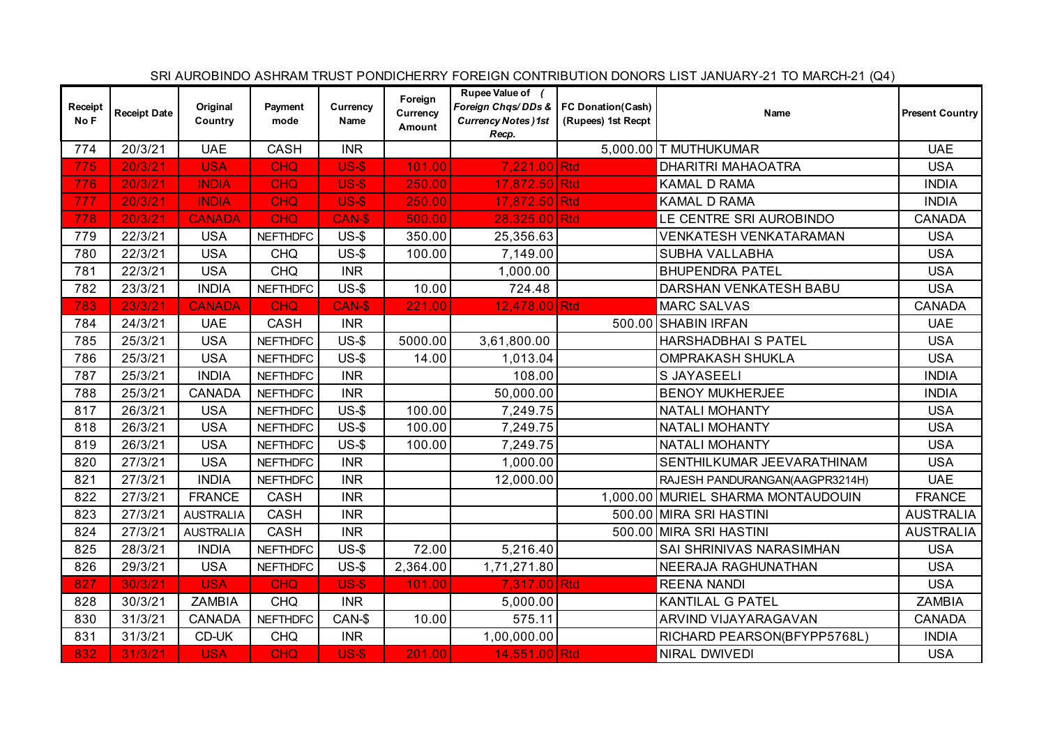SRI AUROBINDO ASHRAM TRUST PONDICHERRY FOREIGN CONTRIBUTION DONORS LIST JANUARY-21 TO MARCH-21 (Q4)

| Receipt No F | Receipt Date | Original Country | Payment mode | Currency Name | Foreign Currency Amount | Rupee Value of ( Foreign Chqs/ DDs & Currency Notes ) 1st Recp. | FC Donation(Cash) (Rupees) 1st Recpt | Name | Present Country |
|---|---|---|---|---|---|---|---|---|---|
| 774 | 20/3/21 | UAE | CASH | INR | | | 5,000.00 | T MUTHUKUMAR | UAE |
| 775 | 20/3/21 | USA | CHQ | US-$ | 101.00 | 7,221.00 | Rtd | DHARITRI MAHAOATRA | USA |
| 776 | 20/3/21 | INDIA | CHQ | US-$ | 250.00 | 17,872.50 | Rtd | KAMAL D RAMA | INDIA |
| 777 | 20/3/21 | INDIA | CHQ | US-$ | 250.00 | 17,872.50 | Rtd | KAMAL D RAMA | INDIA |
| 778 | 20/3/21 | CANADA | CHQ | CAN-$ | 500.00 | 28,325.00 | Rtd | LE CENTRE SRI AUROBINDO | CANADA |
| 779 | 22/3/21 | USA | NEFTHDFC | US-$ | 350.00 | 25,356.63 | | VENKATESH VENKATARAMAN | USA |
| 780 | 22/3/21 | USA | CHQ | US-$ | 100.00 | 7,149.00 | | SUBHA VALLABHA | USA |
| 781 | 22/3/21 | USA | CHQ | INR | | 1,000.00 | | BHUPENDRA PATEL | USA |
| 782 | 23/3/21 | INDIA | NEFTHDFC | US-$ | 10.00 | 724.48 | | DARSHAN VENKATESH BABU | USA |
| 783 | 23/3/21 | CANADA | CHQ | CAN-$ | 221.00 | 12,478.00 | Rtd | MARC SALVAS | CANADA |
| 784 | 24/3/21 | UAE | CASH | INR | | | 500.00 | SHABIN IRFAN | UAE |
| 785 | 25/3/21 | USA | NEFTHDFC | US-$ | 5000.00 | 3,61,800.00 | | HARSHADBHAI S PATEL | USA |
| 786 | 25/3/21 | USA | NEFTHDFC | US-$ | 14.00 | 1,013.04 | | OMPRAKASH SHUKLA | USA |
| 787 | 25/3/21 | INDIA | NEFTHDFC | INR | | 108.00 | | S JAYASEELI | INDIA |
| 788 | 25/3/21 | CANADA | NEFTHDFC | INR | | 50,000.00 | | BENOY MUKHERJEE | INDIA |
| 817 | 26/3/21 | USA | NEFTHDFC | US-$ | 100.00 | 7,249.75 | | NATALI MOHANTY | USA |
| 818 | 26/3/21 | USA | NEFTHDFC | US-$ | 100.00 | 7,249.75 | | NATALI MOHANTY | USA |
| 819 | 26/3/21 | USA | NEFTHDFC | US-$ | 100.00 | 7,249.75 | | NATALI MOHANTY | USA |
| 820 | 27/3/21 | USA | NEFTHDFC | INR | | 1,000.00 | | SENTHILKUMAR JEEVARATHINAM | USA |
| 821 | 27/3/21 | INDIA | NEFTHDFC | INR | | 12,000.00 | | RAJESH PANDURANGAN(AAGPR3214H) | UAE |
| 822 | 27/3/21 | FRANCE | CASH | INR | | | 1,000.00 | MURIEL SHARMA MONTAUDOUIN | FRANCE |
| 823 | 27/3/21 | AUSTRALIA | CASH | INR | | | 500.00 | MIRA SRI HASTINI | AUSTRALIA |
| 824 | 27/3/21 | AUSTRALIA | CASH | INR | | | 500.00 | MIRA SRI HASTINI | AUSTRALIA |
| 825 | 28/3/21 | INDIA | NEFTHDFC | US-$ | 72.00 | 5,216.40 | | SAI SHRINIVAS NARASIMHAN | USA |
| 826 | 29/3/21 | USA | NEFTHDFC | US-$ | 2,364.00 | 1,71,271.80 | | NEERAJA RAGHUNATHAN | USA |
| 827 | 30/3/21 | USA | CHQ | US-$ | 101.00 | 7,317.00 | Rtd | REENA NANDI | USA |
| 828 | 30/3/21 | ZAMBIA | CHQ | INR | | 5,000.00 | | KANTILAL G PATEL | ZAMBIA |
| 830 | 31/3/21 | CANADA | NEFTHDFC | CAN-$ | 10.00 | 575.11 | | ARVIND VIJAYARAGAVAN | CANADA |
| 831 | 31/3/21 | CD-UK | CHQ | INR | | 1,00,000.00 | | RICHARD PEARSON(BFYPP5768L) | INDIA |
| 832 | 31/3/21 | USA | CHQ | US-$ | 201.00 | 14,551.00 | Rtd | NIRAL DWIVEDI | USA |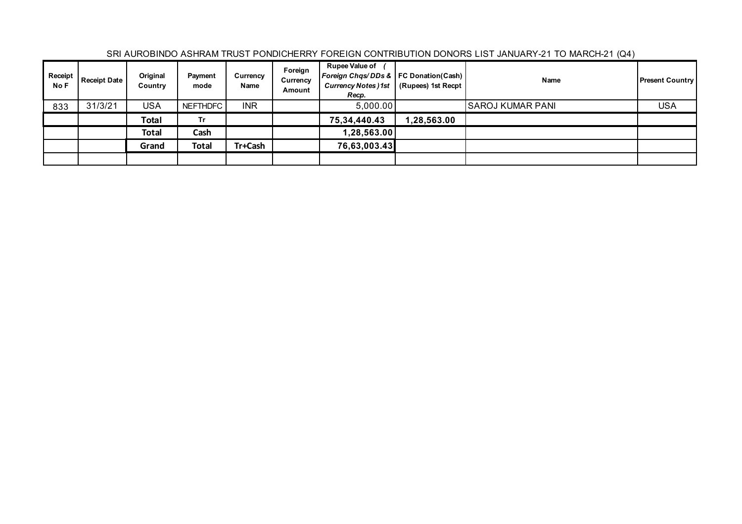SRI AUROBINDO ASHRAM TRUST PONDICHERRY FOREIGN CONTRIBUTION DONORS LIST JANUARY-21 TO MARCH-21 (Q4)

| Receipt No F | Receipt Date | Original Country | Payment mode | Currency Name | Foreign Currency Amount | Rupee Value of ( *Foreign Chqs/ DDs & Currency Notes ) 1st Recp.* | FC Donation(Cash) (Rupees) 1st Recpt | Name | Present Country |
|---|---|---|---|---|---|---|---|---|---|
| 833 | 31/3/21 | USA | NEFTHDFC | INR | | 5,000.00 | | SAROJ KUMAR PANI | USA |
| | | **Total** | **Tr** | | | **75,34,440.43** | **1,28,563.00** | | |
| | | **Total** | **Cash** | | | **1,28,563.00** | | | |
| | | **Grand** | **Total** | **Tr+Cash** | | **76,63,003.43** | | | |
| | | | | | | | | | |